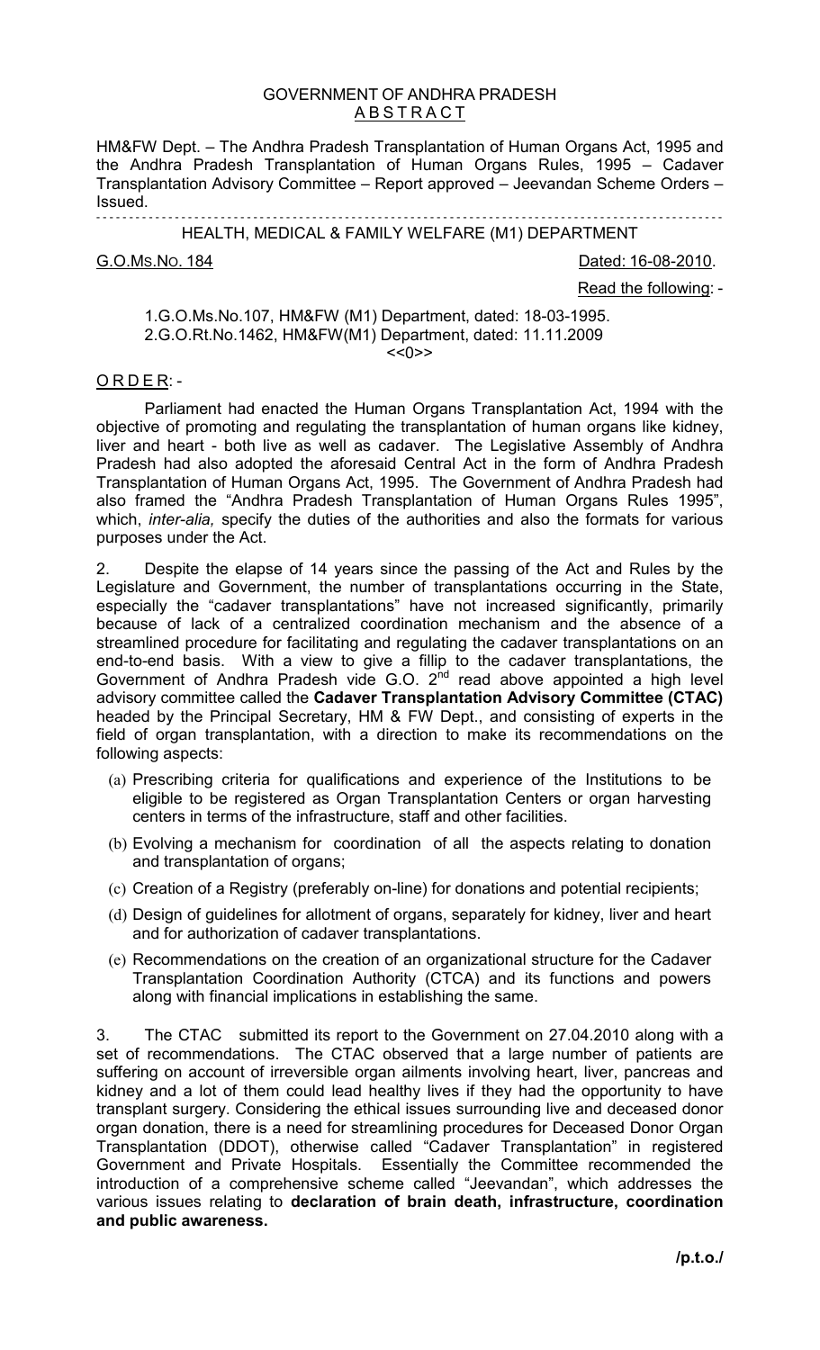GOVERNMENT OF ANDHRA PRADESH
ABSTRACT

HM&FW Dept. – The Andhra Pradesh Transplantation of Human Organs Act, 1995 and the Andhra Pradesh Transplantation of Human Organs Rules, 1995 – Cadaver Transplantation Advisory Committee – Report approved – Jeevandan Scheme Orders – Issued.

---

HEALTH, MEDICAL & FAMILY WELFARE (M1) DEPARTMENT

G.O.Ms.No. 184 Dated: 16-08-2010.

Read the following: -

1. G.O.Ms.No.107, HM&FW (M1) Department, dated: 18-03-1995.
2. G.O.Rt.No.1462, HM&FW(M1) Department, dated: 11.11.2009

<<0>>

ORDER: -

Parliament had enacted the Human Organs Transplantation Act, 1994 with the objective of promoting and regulating the transplantation of human organs like kidney, liver and heart - both live as well as cadaver. The Legislative Assembly of Andhra Pradesh had also adopted the aforesaid Central Act in the form of Andhra Pradesh Transplantation of Human Organs Act, 1995. The Government of Andhra Pradesh had also framed the "Andhra Pradesh Transplantation of Human Organs Rules 1995", which, *inter-alia,* specify the duties of the authorities and also the formats for various purposes under the Act.

2. Despite the elapse of 14 years since the passing of the Act and Rules by the Legislature and Government, the number of transplantations occurring in the State, especially the "cadaver transplantations" have not increased significantly, primarily because of lack of a centralized coordination mechanism and the absence of a streamlined procedure for facilitating and regulating the cadaver transplantations on an end-to-end basis. With a view to give a fillip to the cadaver transplantations, the Government of Andhra Pradesh vide G.O. 2nd read above appointed a high level advisory committee called the **Cadaver Transplantation Advisory Committee (CTAC)** headed by the Principal Secretary, HM & FW Dept., and consisting of experts in the field of organ transplantation, with a direction to make its recommendations on the following aspects:

(a) Prescribing criteria for qualifications and experience of the Institutions to be eligible to be registered as Organ Transplantation Centers or organ harvesting centers in terms of the infrastructure, staff and other facilities.

(b) Evolving a mechanism for coordination of all the aspects relating to donation and transplantation of organs;

(c) Creation of a Registry (preferably on-line) for donations and potential recipients;

(d) Design of guidelines for allotment of organs, separately for kidney, liver and heart and for authorization of cadaver transplantations.

(e) Recommendations on the creation of an organizational structure for the Cadaver Transplantation Coordination Authority (CTCA) and its functions and powers along with financial implications in establishing the same.

3. The CTAC submitted its report to the Government on 27.04.2010 along with a set of recommendations. The CTAC observed that a large number of patients are suffering on account of irreversible organ ailments involving heart, liver, pancreas and kidney and a lot of them could lead healthy lives if they had the opportunity to have transplant surgery. Considering the ethical issues surrounding live and deceased donor organ donation, there is a need for streamlining procedures for Deceased Donor Organ Transplantation (DDOT), otherwise called "Cadaver Transplantation" in registered Government and Private Hospitals. Essentially the Committee recommended the introduction of a comprehensive scheme called "Jeevandan", which addresses the various issues relating to **declaration of brain death, infrastructure, coordination and public awareness.**

**/p.t.o./**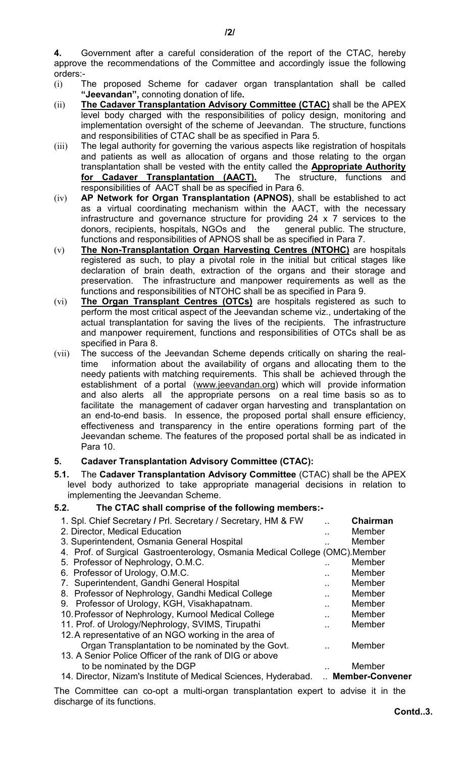**4.** Government after a careful consideration of the report of the CTAC, hereby approve the recommendations of the Committee and accordingly issue the following orders:-

(i) The proposed Scheme for cadaver organ transplantation shall be called **"Jeevandan",** connoting donation of life**.**

(ii) **The Cadaver Transplantation Advisory Committee (CTAC)** shall be the APEX level body charged with the responsibilities of policy design, monitoring and implementation oversight of the scheme of Jeevandan. The structure, functions and responsibilities of CTAC shall be as specified in Para 5.

(iii) The legal authority for governing the various aspects like registration of hospitals and patients as well as allocation of organs and those relating to the organ transplantation shall be vested with the entity called the **Appropriate Authority for Cadaver Transplantation (AACT).** The structure, functions and responsibilities of AACT shall be as specified in Para 6.

(iv) **AP Network for Organ Transplantation (APNOS)**, shall be established to act as a virtual coordinating mechanism within the AACT, with the necessary infrastructure and governance structure for providing 24 x 7 services to the donors, recipients, hospitals, NGOs and the general public. The structure, functions and responsibilities of APNOS shall be as specified in Para 7.

(v) **The Non-Transplantation Organ Harvesting Centres (NTOHC)** are hospitals registered as such, to play a pivotal role in the initial but critical stages like declaration of brain death, extraction of the organs and their storage and preservation. The infrastructure and manpower requirements as well as the functions and responsibilities of NTOHC shall be as specified in Para 9.

(vi) **The Organ Transplant Centres (OTCs)** are hospitals registered as such to perform the most critical aspect of the Jeevandan scheme viz., undertaking of the actual transplantation for saving the lives of the recipients. The infrastructure and manpower requirement, functions and responsibilities of OTCs shall be as specified in Para 8.

(vii) The success of the Jeevandan Scheme depends critically on sharing the real-time information about the availability of organs and allocating them to the needy patients with matching requirements. This shall be achieved through the establishment of a portal (www.jeevandan.org) which will provide information and also alerts all the appropriate persons on a real time basis so as to facilitate the management of cadaver organ harvesting and transplantation on an end-to-end basis. In essence, the proposed portal shall ensure efficiency, effectiveness and transparency in the entire operations forming part of the Jeevandan scheme. The features of the proposed portal shall be as indicated in Para 10.

**5. Cadaver Transplantation Advisory Committee (CTAC):**

**5.1.** The **Cadaver Transplantation Advisory Committee** (CTAC) shall be the APEX level body authorized to take appropriate managerial decisions in relation to implementing the Jeevandan Scheme.

**5.2. The CTAC shall comprise of the following members:-**

| | | |
|---|---|---|
| 1. Spl. Chief Secretary / Prl. Secretary / Secretary, HM & FW | .. | **Chairman** |
| 2. Director, Medical Education | .. | Member |
| 3. Superintendent, Osmania General Hospital | .. | Member |
| 4. Prof. of Surgical Gastroenterology, Osmania Medical College (OMC). | | Member |
| 5. Professor of Nephrology, O.M.C. | .. | Member |
| 6. Professor of Urology, O.M.C. | .. | Member |
| 7. Superintendent, Gandhi General Hospital | .. | Member |
| 8. Professor of Nephrology, Gandhi Medical College | .. | Member |
| 9. Professor of Urology, KGH, Visakhapatnam. | .. | Member |
| 10. Professor of Nephrology, Kurnool Medical College | .. | Member |
| 11. Prof. of Urology/Nephrology, SVIMS, Tirupathi | .. | Member |
| 12. A representative of an NGO working in the area of Organ Transplantation to be nominated by the Govt. | .. | Member |
| 13. A Senior Police Officer of the rank of DIG or above to be nominated by the DGP | .. | Member |
| 14. Director, Nizam's Institute of Medical Sciences, Hyderabad. | .. | **Member-Convener** |

The Committee can co-opt a multi-organ transplantation expert to advise it in the discharge of its functions.

**Contd..3.**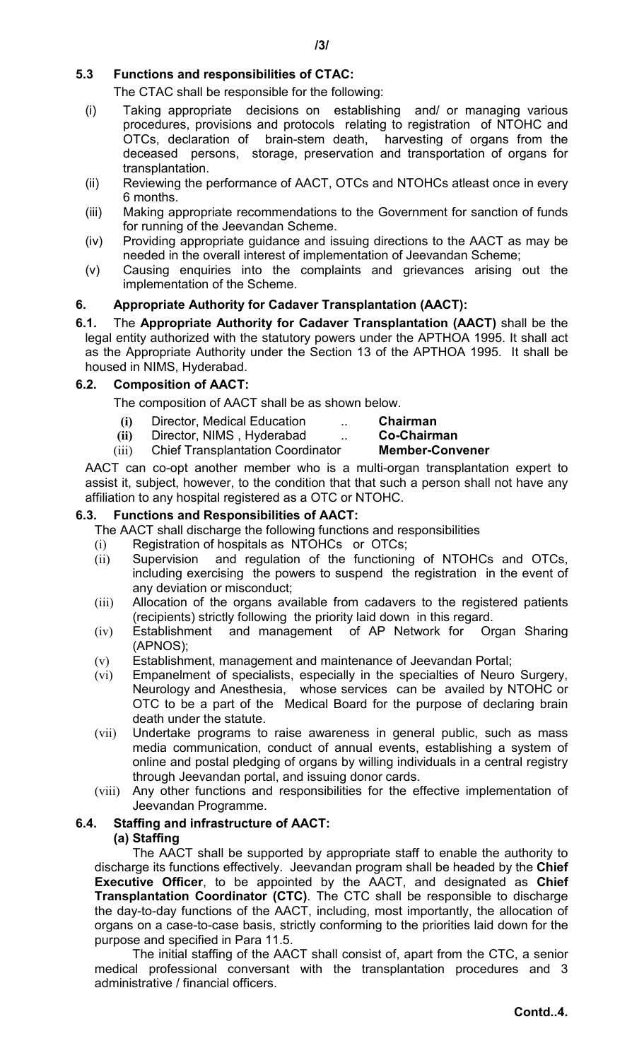### 5.3 Functions and responsibilities of CTAC:

The CTAC shall be responsible for the following:

- (i) Taking appropriate decisions on establishing and/ or managing various procedures, provisions and protocols relating to registration of NTOHC and OTCs, declaration of brain-stem death, harvesting of organs from the deceased persons, storage, preservation and transportation of organs for transplantation.
- (ii) Reviewing the performance of AACT, OTCs and NTOHCs atleast once in every 6 months.
- (iii) Making appropriate recommendations to the Government for sanction of funds for running of the Jeevandan Scheme.
- (iv) Providing appropriate guidance and issuing directions to the AACT as may be needed in the overall interest of implementation of Jeevandan Scheme;
- (v) Causing enquiries into the complaints and grievances arising out the implementation of the Scheme.

### 6. Appropriate Authority for Cadaver Transplantation (AACT):

**6.1.** The **Appropriate Authority for Cadaver Transplantation (AACT)** shall be the legal entity authorized with the statutory powers under the APTHOA 1995. It shall act as the Appropriate Authority under the Section 13 of the APTHOA 1995. It shall be housed in NIMS, Hyderabad.

### 6.2. Composition of AACT:

The composition of AACT shall be as shown below.

| | | | |
|---|---|---|---|
| (i) | Director, Medical Education | .. | **Chairman** |
| (ii) | Director, NIMS , Hyderabad | .. | **Co-Chairman** |
| (iii) | Chief Transplantation Coordinator | | **Member-Convener** |

AACT can co-opt another member who is a multi-organ transplantation expert to assist it, subject, however, to the condition that that such a person shall not have any affiliation to any hospital registered as a OTC or NTOHC.

### 6.3. Functions and Responsibilities of AACT:

The AACT shall discharge the following functions and responsibilities

- (i) Registration of hospitals as NTOHCs or OTCs;
- (ii) Supervision and regulation of the functioning of NTOHCs and OTCs, including exercising the powers to suspend the registration in the event of any deviation or misconduct;
- (iii) Allocation of the organs available from cadavers to the registered patients (recipients) strictly following the priority laid down in this regard.
- (iv) Establishment and management of AP Network for Organ Sharing (APNOS);
- (v) Establishment, management and maintenance of Jeevandan Portal;
- (vi) Empanelment of specialists, especially in the specialties of Neuro Surgery, Neurology and Anesthesia, whose services can be availed by NTOHC or OTC to be a part of the Medical Board for the purpose of declaring brain death under the statute.
- (vii) Undertake programs to raise awareness in general public, such as mass media communication, conduct of annual events, establishing a system of online and postal pledging of organs by willing individuals in a central registry through Jeevandan portal, and issuing donor cards.
- (viii) Any other functions and responsibilities for the effective implementation of Jeevandan Programme.

### 6.4. Staffing and infrastructure of AACT:

**(a) Staffing**

The AACT shall be supported by appropriate staff to enable the authority to discharge its functions effectively. Jeevandan program shall be headed by the **Chief Executive Officer**, to be appointed by the AACT, and designated as **Chief Transplantation Coordinator (CTC)**. The CTC shall be responsible to discharge the day-to-day functions of the AACT, including, most importantly, the allocation of organs on a case-to-case basis, strictly conforming to the priorities laid down for the purpose and specified in Para 11.5.

The initial staffing of the AACT shall consist of, apart from the CTC, a senior medical professional conversant with the transplantation procedures and 3 administrative / financial officers.

**Contd..4.**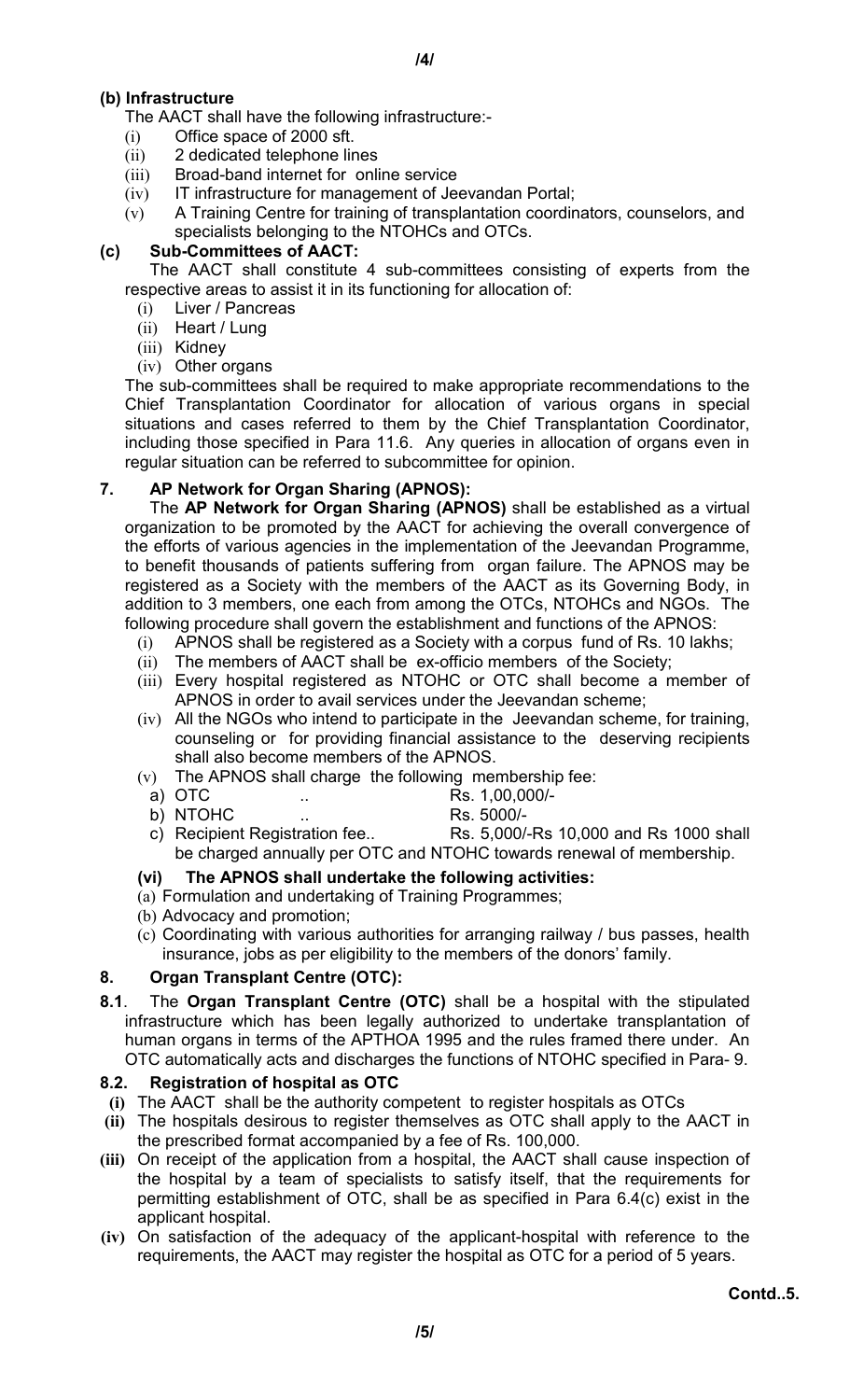**(b) Infrastructure**

The AACT shall have the following infrastructure:-

(i) Office space of 2000 sft.
(ii) 2 dedicated telephone lines
(iii) Broad-band internet for online service
(iv) IT infrastructure for management of Jeevandan Portal;
(v) A Training Centre for training of transplantation coordinators, counselors, and specialists belonging to the NTOHCs and OTCs.

**(c) Sub-Committees of AACT:**

The AACT shall constitute 4 sub-committees consisting of experts from the respective areas to assist it in its functioning for allocation of:

(i) Liver / Pancreas
(ii) Heart / Lung
(iii) Kidney
(iv) Other organs

The sub-committees shall be required to make appropriate recommendations to the Chief Transplantation Coordinator for allocation of various organs in special situations and cases referred to them by the Chief Transplantation Coordinator, including those specified in Para 11.6. Any queries in allocation of organs even in regular situation can be referred to subcommittee for opinion.

**7. AP Network for Organ Sharing (APNOS):**

The **AP Network for Organ Sharing (APNOS)** shall be established as a virtual organization to be promoted by the AACT for achieving the overall convergence of the efforts of various agencies in the implementation of the Jeevandan Programme, to benefit thousands of patients suffering from organ failure. The APNOS may be registered as a Society with the members of the AACT as its Governing Body, in addition to 3 members, one each from among the OTCs, NTOHCs and NGOs. The following procedure shall govern the establishment and functions of the APNOS:

(i) APNOS shall be registered as a Society with a corpus fund of Rs. 10 lakhs;
(ii) The members of AACT shall be ex-officio members of the Society;
(iii) Every hospital registered as NTOHC or OTC shall become a member of APNOS in order to avail services under the Jeevandan scheme;
(iv) All the NGOs who intend to participate in the Jeevandan scheme, for training, counseling or for providing financial assistance to the deserving recipients shall also become members of the APNOS.
(v) The APNOS shall charge the following membership fee:
   a) OTC .. Rs. 1,00,000/-
   b) NTOHC .. Rs. 5000/-
   c) Recipient Registration fee.. Rs. 5,000/-Rs 10,000 and Rs 1000 shall be charged annually per OTC and NTOHC towards renewal of membership.

**(vi) The APNOS shall undertake the following activities:**

(a) Formulation and undertaking of Training Programmes;
(b) Advocacy and promotion;
(c) Coordinating with various authorities for arranging railway / bus passes, health insurance, jobs as per eligibility to the members of the donors' family.

**8. Organ Transplant Centre (OTC):**

**8.1**. The **Organ Transplant Centre (OTC)** shall be a hospital with the stipulated infrastructure which has been legally authorized to undertake transplantation of human organs in terms of the APTHOA 1995 and the rules framed there under. An OTC automatically acts and discharges the functions of NTOHC specified in Para- 9.

**8.2. Registration of hospital as OTC**

**(i)** The AACT shall be the authority competent to register hospitals as OTCs
**(ii)** The hospitals desirous to register themselves as OTC shall apply to the AACT in the prescribed format accompanied by a fee of Rs. 100,000.
**(iii)** On receipt of the application from a hospital, the AACT shall cause inspection of the hospital by a team of specialists to satisfy itself, that the requirements for permitting establishment of OTC, shall be as specified in Para 6.4(c) exist in the applicant hospital.
**(iv)** On satisfaction of the adequacy of the applicant-hospital with reference to the requirements, the AACT may register the hospital as OTC for a period of 5 years.

**Contd..5.**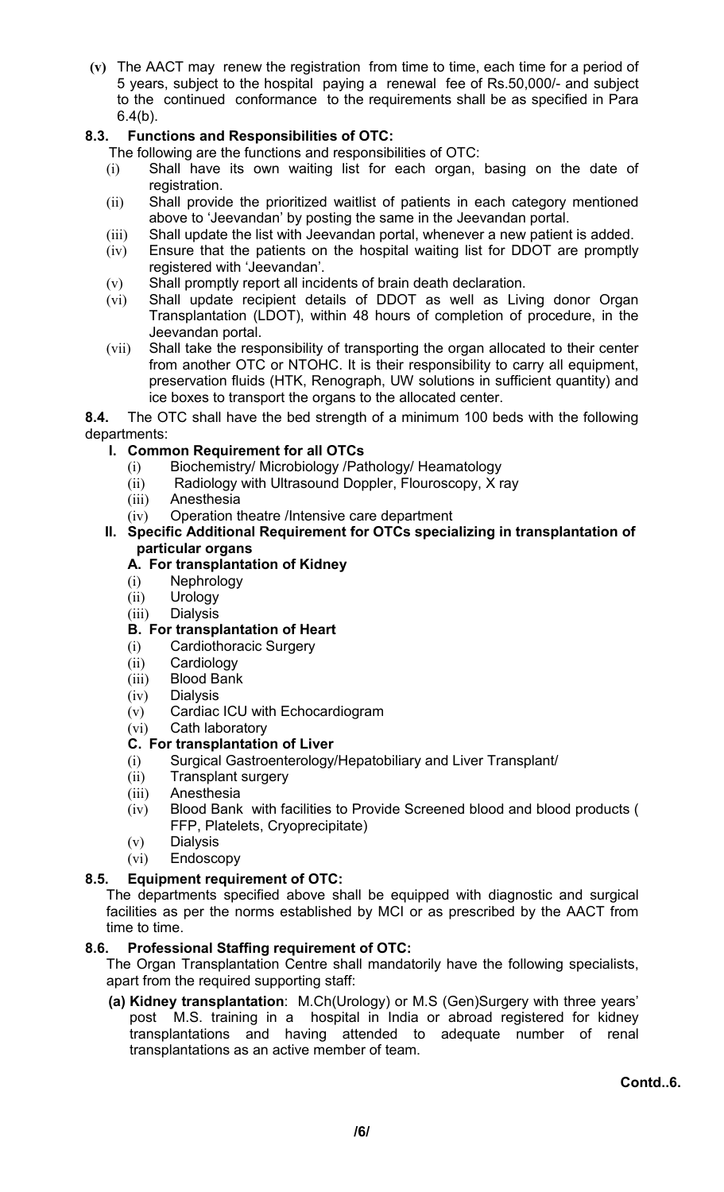(v) The AACT may renew the registration from time to time, each time for a period of 5 years, subject to the hospital paying a renewal fee of Rs.50,000/- and subject to the continued conformance to the requirements shall be as specified in Para 6.4(b).

**8.3. Functions and Responsibilities of OTC:**

The following are the functions and responsibilities of OTC:

(i) Shall have its own waiting list for each organ, basing on the date of registration.

(ii) Shall provide the prioritized waitlist of patients in each category mentioned above to 'Jeevandan' by posting the same in the Jeevandan portal.

(iii) Shall update the list with Jeevandan portal, whenever a new patient is added.

(iv) Ensure that the patients on the hospital waiting list for DDOT are promptly registered with 'Jeevandan'.

(v) Shall promptly report all incidents of brain death declaration.

(vi) Shall update recipient details of DDOT as well as Living donor Organ Transplantation (LDOT), within 48 hours of completion of procedure, in the Jeevandan portal.

(vii) Shall take the responsibility of transporting the organ allocated to their center from another OTC or NTOHC. It is their responsibility to carry all equipment, preservation fluids (HTK, Renograph, UW solutions in sufficient quantity) and ice boxes to transport the organs to the allocated center.

**8.4.** The OTC shall have the bed strength of a minimum 100 beds with the following departments:

**I. Common Requirement for all OTCs**

(i) Biochemistry/ Microbiology /Pathology/ Heamatology
(ii) Radiology with Ultrasound Doppler, Flouroscopy, X ray
(iii) Anesthesia
(iv) Operation theatre /Intensive care department

**II. Specific Additional Requirement for OTCs specializing in transplantation of particular organs**

**A. For transplantation of Kidney**

(i) Nephrology
(ii) Urology
(iii) Dialysis

**B. For transplantation of Heart**

(i) Cardiothoracic Surgery
(ii) Cardiology
(iii) Blood Bank
(iv) Dialysis
(v) Cardiac ICU with Echocardiogram
(vi) Cath laboratory

**C. For transplantation of Liver**

(i) Surgical Gastroenterology/Hepatobiliary and Liver Transplant/
(ii) Transplant surgery
(iii) Anesthesia
(iv) Blood Bank with facilities to Provide Screened blood and blood products ( FFP, Platelets, Cryoprecipitate)
(v) Dialysis
(vi) Endoscopy

**8.5. Equipment requirement of OTC:**

The departments specified above shall be equipped with diagnostic and surgical facilities as per the norms established by MCI or as prescribed by the AACT from time to time.

**8.6. Professional Staffing requirement of OTC:**

The Organ Transplantation Centre shall mandatorily have the following specialists, apart from the required supporting staff:

**(a) Kidney transplantation**: M.Ch(Urology) or M.S (Gen)Surgery with three years' post M.S. training in a hospital in India or abroad registered for kidney transplantations and having attended to adequate number of renal transplantations as an active member of team.

**Contd..6.**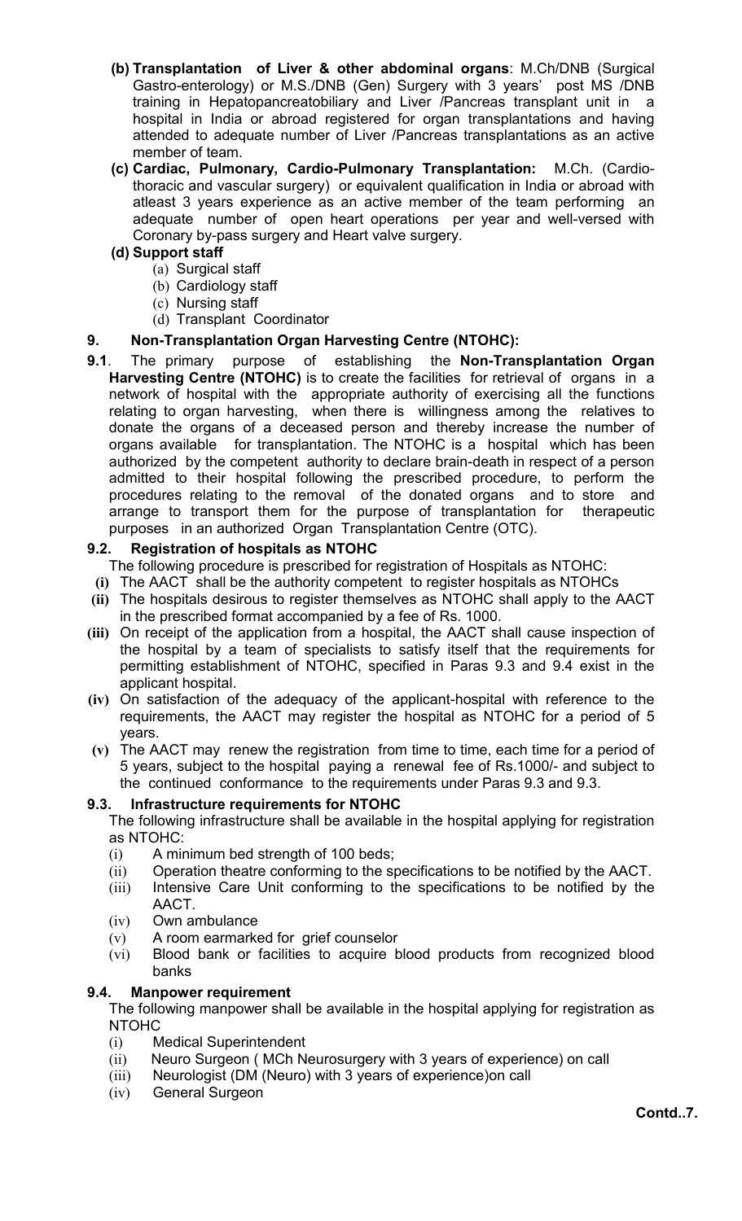- **(b) Transplantation of Liver & other abdominal organs**: M.Ch/DNB (Surgical Gastro-enterology) or M.S./DNB (Gen) Surgery with 3 years' post MS /DNB training in Hepatopancreatobiliary and Liver /Pancreas transplant unit in a hospital in India or abroad registered for organ transplantations and having attended to adequate number of Liver /Pancreas transplantations as an active member of team.
- **(c) Cardiac, Pulmonary, Cardio-Pulmonary Transplantation:** M.Ch. (Cardio-thoracic and vascular surgery) or equivalent qualification in India or abroad with atleast 3 years experience as an active member of the team performing an adequate number of open heart operations per year and well-versed with Coronary by-pass surgery and Heart valve surgery.
- **(d) Support staff**
  - (a) Surgical staff
  - (b) Cardiology staff
  - (c) Nursing staff
  - (d) Transplant Coordinator

## 9. Non-Transplantation Organ Harvesting Centre (NTOHC):

**9.1**. The primary purpose of establishing the **Non-Transplantation Organ Harvesting Centre (NTOHC)** is to create the facilities for retrieval of organs in a network of hospital with the appropriate authority of exercising all the functions relating to organ harvesting, when there is willingness among the relatives to donate the organs of a deceased person and thereby increase the number of organs available for transplantation. The NTOHC is a hospital which has been authorized by the competent authority to declare brain-death in respect of a person admitted to their hospital following the prescribed procedure, to perform the procedures relating to the removal of the donated organs and to store and arrange to transport them for the purpose of transplantation for therapeutic purposes in an authorized Organ Transplantation Centre (OTC).

### 9.2. Registration of hospitals as NTOHC

The following procedure is prescribed for registration of Hospitals as NTOHC:

- **(i)** The AACT shall be the authority competent to register hospitals as NTOHCs
- **(ii)** The hospitals desirous to register themselves as NTOHC shall apply to the AACT in the prescribed format accompanied by a fee of Rs. 1000.
- **(iii)** On receipt of the application from a hospital, the AACT shall cause inspection of the hospital by a team of specialists to satisfy itself that the requirements for permitting establishment of NTOHC, specified in Paras 9.3 and 9.4 exist in the applicant hospital.
- **(iv)** On satisfaction of the adequacy of the applicant-hospital with reference to the requirements, the AACT may register the hospital as NTOHC for a period of 5 years.
- **(v)** The AACT may renew the registration from time to time, each time for a period of 5 years, subject to the hospital paying a renewal fee of Rs.1000/- and subject to the continued conformance to the requirements under Paras 9.3 and 9.3.

### 9.3. Infrastructure requirements for NTOHC

The following infrastructure shall be available in the hospital applying for registration as NTOHC:

- (i) A minimum bed strength of 100 beds;
- (ii) Operation theatre conforming to the specifications to be notified by the AACT.
- (iii) Intensive Care Unit conforming to the specifications to be notified by the AACT.
- (iv) Own ambulance
- (v) A room earmarked for grief counselor
- (vi) Blood bank or facilities to acquire blood products from recognized blood banks

### 9.4. Manpower requirement

The following manpower shall be available in the hospital applying for registration as NTOHC

- (i) Medical Superintendent
- (ii) Neuro Surgeon ( MCh Neurosurgery with 3 years of experience) on call
- (iii) Neurologist (DM (Neuro) with 3 years of experience)on call
- (iv) General Surgeon

**Contd..7.**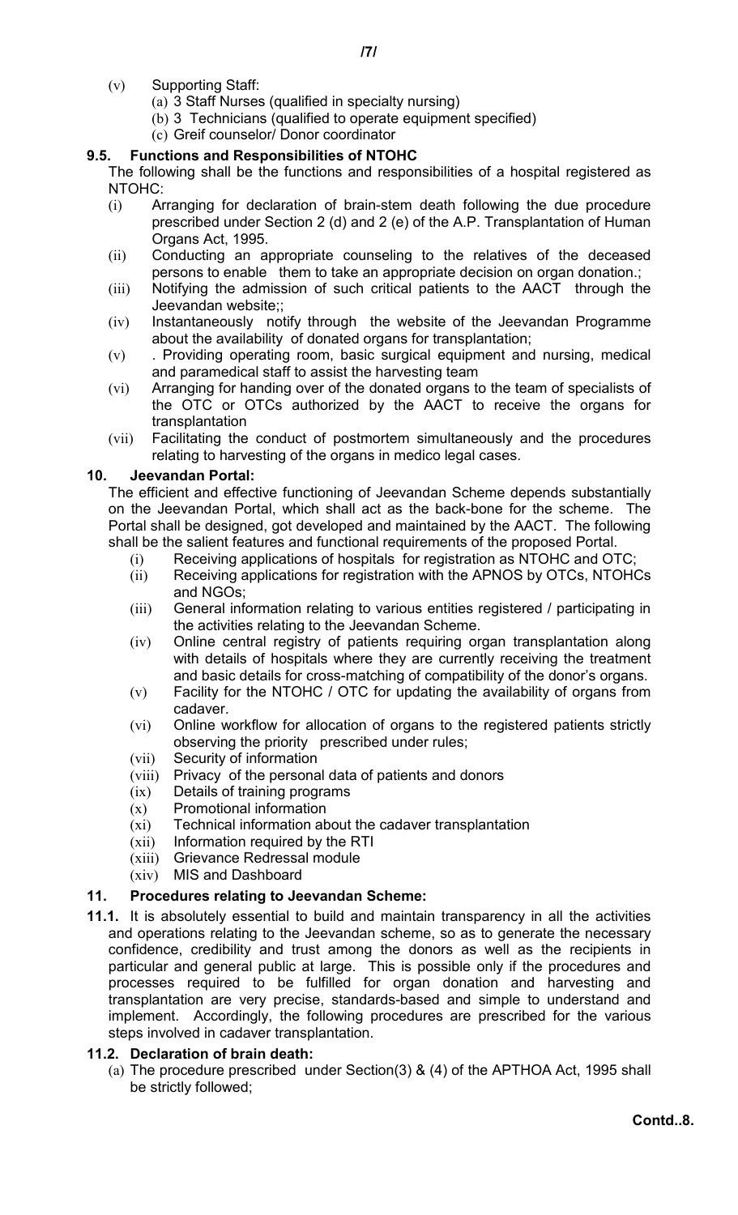(v) Supporting Staff:

(a) 3 Staff Nurses (qualified in specialty nursing)

(b) 3 Technicians (qualified to operate equipment specified)

(c) Greif counselor/ Donor coordinator

### 9.5. Functions and Responsibilities of NTOHC

The following shall be the functions and responsibilities of a hospital registered as NTOHC:

(i) Arranging for declaration of brain-stem death following the due procedure prescribed under Section 2 (d) and 2 (e) of the A.P. Transplantation of Human Organs Act, 1995.

(ii) Conducting an appropriate counseling to the relatives of the deceased persons to enable them to take an appropriate decision on organ donation.;

(iii) Notifying the admission of such critical patients to the AACT through the Jeevandan website;;

(iv) Instantaneously notify through the website of the Jeevandan Programme about the availability of donated organs for transplantation;

(v) . Providing operating room, basic surgical equipment and nursing, medical and paramedical staff to assist the harvesting team

(vi) Arranging for handing over of the donated organs to the team of specialists of the OTC or OTCs authorized by the AACT to receive the organs for transplantation

(vii) Facilitating the conduct of postmortem simultaneously and the procedures relating to harvesting of the organs in medico legal cases.

## 10. Jeevandan Portal:

The efficient and effective functioning of Jeevandan Scheme depends substantially on the Jeevandan Portal, which shall act as the back-bone for the scheme. The Portal shall be designed, got developed and maintained by the AACT. The following shall be the salient features and functional requirements of the proposed Portal.

(i) Receiving applications of hospitals for registration as NTOHC and OTC;

(ii) Receiving applications for registration with the APNOS by OTCs, NTOHCs and NGOs;

(iii) General information relating to various entities registered / participating in the activities relating to the Jeevandan Scheme.

(iv) Online central registry of patients requiring organ transplantation along with details of hospitals where they are currently receiving the treatment and basic details for cross-matching of compatibility of the donor's organs.

(v) Facility for the NTOHC / OTC for updating the availability of organs from cadaver.

(vi) Online workflow for allocation of organs to the registered patients strictly observing the priority prescribed under rules;

(vii) Security of information

(viii) Privacy of the personal data of patients and donors

(ix) Details of training programs

(x) Promotional information

(xi) Technical information about the cadaver transplantation

(xii) Information required by the RTI

(xiii) Grievance Redressal module

(xiv) MIS and Dashboard

## 11. Procedures relating to Jeevandan Scheme:

**11.1.** It is absolutely essential to build and maintain transparency in all the activities and operations relating to the Jeevandan scheme, so as to generate the necessary confidence, credibility and trust among the donors as well as the recipients in particular and general public at large. This is possible only if the procedures and processes required to be fulfilled for organ donation and harvesting and transplantation are very precise, standards-based and simple to understand and implement. Accordingly, the following procedures are prescribed for the various steps involved in cadaver transplantation.

### 11.2. Declaration of brain death:

(a) The procedure prescribed under Section(3) & (4) of the APTHOA Act, 1995 shall be strictly followed;

**Contd..8.**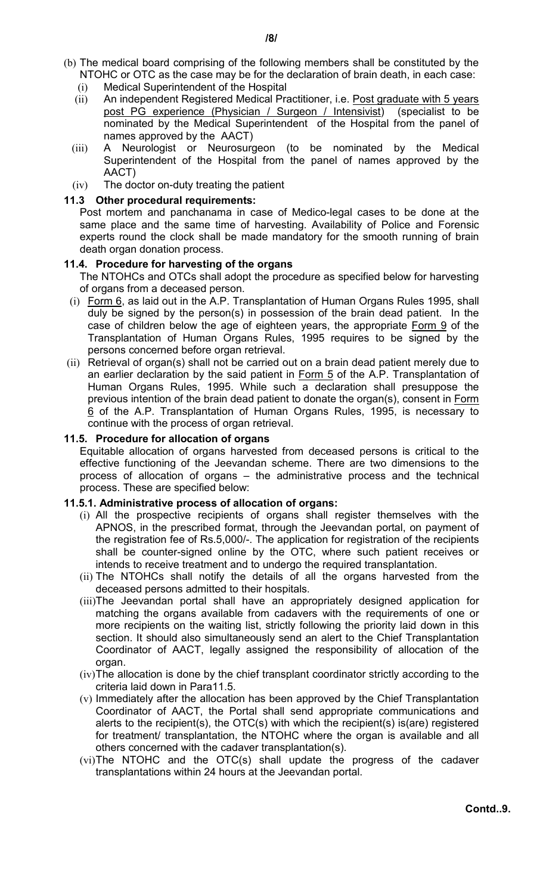(b) The medical board comprising of the following members shall be constituted by the NTOHC or OTC as the case may be for the declaration of brain death, in each case:

(i) Medical Superintendent of the Hospital

(ii) An independent Registered Medical Practitioner, i.e. Post graduate with 5 years post PG experience (Physician / Surgeon / Intensivist) (specialist to be nominated by the Medical Superintendent of the Hospital from the panel of names approved by the AACT)

(iii) A Neurologist or Neurosurgeon (to be nominated by the Medical Superintendent of the Hospital from the panel of names approved by the AACT)

(iv) The doctor on-duty treating the patient

**11.3 Other procedural requirements:**

Post mortem and panchanama in case of Medico-legal cases to be done at the same place and the same time of harvesting. Availability of Police and Forensic experts round the clock shall be made mandatory for the smooth running of brain death organ donation process.

**11.4. Procedure for harvesting of the organs**

The NTOHCs and OTCs shall adopt the procedure as specified below for harvesting of organs from a deceased person.

(i) Form 6, as laid out in the A.P. Transplantation of Human Organs Rules 1995, shall duly be signed by the person(s) in possession of the brain dead patient. In the case of children below the age of eighteen years, the appropriate Form 9 of the Transplantation of Human Organs Rules, 1995 requires to be signed by the persons concerned before organ retrieval.

(ii) Retrieval of organ(s) shall not be carried out on a brain dead patient merely due to an earlier declaration by the said patient in Form 5 of the A.P. Transplantation of Human Organs Rules, 1995. While such a declaration shall presuppose the previous intention of the brain dead patient to donate the organ(s), consent in Form 6 of the A.P. Transplantation of Human Organs Rules, 1995, is necessary to continue with the process of organ retrieval.

**11.5. Procedure for allocation of organs**

Equitable allocation of organs harvested from deceased persons is critical to the effective functioning of the Jeevandan scheme. There are two dimensions to the process of allocation of organs – the administrative process and the technical process. These are specified below:

**11.5.1. Administrative process of allocation of organs:**

(i) All the prospective recipients of organs shall register themselves with the APNOS, in the prescribed format, through the Jeevandan portal, on payment of the registration fee of Rs.5,000/-. The application for registration of the recipients shall be counter-signed online by the OTC, where such patient receives or intends to receive treatment and to undergo the required transplantation.

(ii) The NTOHCs shall notify the details of all the organs harvested from the deceased persons admitted to their hospitals.

(iii) The Jeevandan portal shall have an appropriately designed application for matching the organs available from cadavers with the requirements of one or more recipients on the waiting list, strictly following the priority laid down in this section. It should also simultaneously send an alert to the Chief Transplantation Coordinator of AACT, legally assigned the responsibility of allocation of the organ.

(iv) The allocation is done by the chief transplant coordinator strictly according to the criteria laid down in Para11.5.

(v) Immediately after the allocation has been approved by the Chief Transplantation Coordinator of AACT, the Portal shall send appropriate communications and alerts to the recipient(s), the OTC(s) with which the recipient(s) is(are) registered for treatment/ transplantation, the NTOHC where the organ is available and all others concerned with the cadaver transplantation(s).

(vi) The NTOHC and the OTC(s) shall update the progress of the cadaver transplantations within 24 hours at the Jeevandan portal.

**Contd..9.**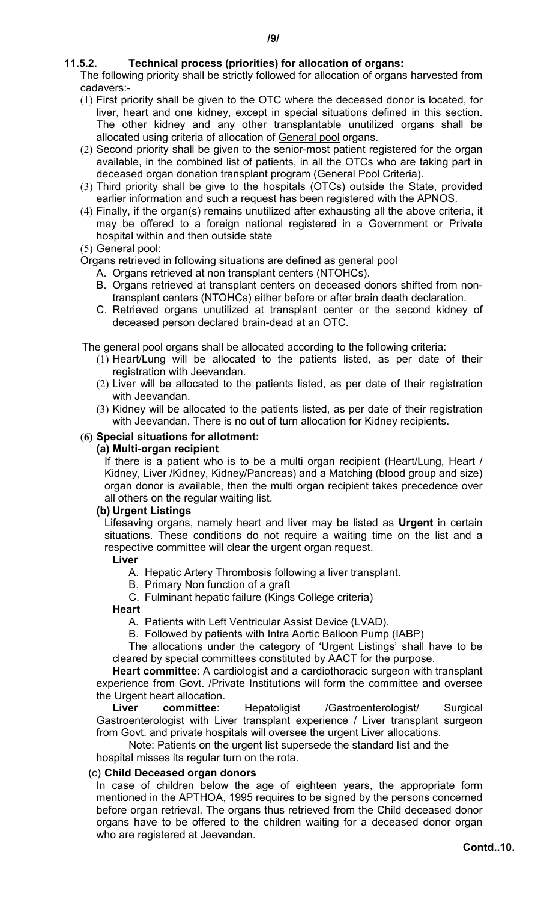### 11.5.2. Technical process (priorities) for allocation of organs:

The following priority shall be strictly followed for allocation of organs harvested from cadavers:-

(1) First priority shall be given to the OTC where the deceased donor is located, for liver, heart and one kidney, except in special situations defined in this section. The other kidney and any other transplantable unutilized organs shall be allocated using criteria of allocation of General pool organs.

(2) Second priority shall be given to the senior-most patient registered for the organ available, in the combined list of patients, in all the OTCs who are taking part in deceased organ donation transplant program (General Pool Criteria).

(3) Third priority shall be give to the hospitals (OTCs) outside the State, provided earlier information and such a request has been registered with the APNOS.

(4) Finally, if the organ(s) remains unutilized after exhausting all the above criteria, it may be offered to a foreign national registered in a Government or Private hospital within and then outside state

(5) General pool:

Organs retrieved in following situations are defined as general pool

A. Organs retrieved at non transplant centers (NTOHCs).
B. Organs retrieved at transplant centers on deceased donors shifted from non-transplant centers (NTOHCs) either before or after brain death declaration.
C. Retrieved organs unutilized at transplant center or the second kidney of deceased person declared brain-dead at an OTC.

The general pool organs shall be allocated according to the following criteria:

(1) Heart/Lung will be allocated to the patients listed, as per date of their registration with Jeevandan.
(2) Liver will be allocated to the patients listed, as per date of their registration with Jeevandan.
(3) Kidney will be allocated to the patients listed, as per date of their registration with Jeevandan. There is no out of turn allocation for Kidney recipients.

**(6) Special situations for allotment:**

**(a) Multi-organ recipient**

If there is a patient who is to be a multi organ recipient (Heart/Lung, Heart / Kidney, Liver /Kidney, Kidney/Pancreas) and a Matching (blood group and size) organ donor is available, then the multi organ recipient takes precedence over all others on the regular waiting list.

**(b) Urgent Listings**

Lifesaving organs, namely heart and liver may be listed as **Urgent** in certain situations. These conditions do not require a waiting time on the list and a respective committee will clear the urgent organ request.

**Liver**

A. Hepatic Artery Thrombosis following a liver transplant.
B. Primary Non function of a graft
C. Fulminant hepatic failure (Kings College criteria)

**Heart**

A. Patients with Left Ventricular Assist Device (LVAD).
B. Followed by patients with Intra Aortic Balloon Pump (IABP)

The allocations under the category of 'Urgent Listings' shall have to be cleared by special committees constituted by AACT for the purpose.

**Heart committee**: A cardiologist and a cardiothoracic surgeon with transplant experience from Govt. /Private Institutions will form the committee and oversee the Urgent heart allocation.

**Liver committee**: Hepatoligist /Gastroenterologist/ Surgical Gastroenterologist with Liver transplant experience / Liver transplant surgeon from Govt. and private hospitals will oversee the urgent Liver allocations.

Note: Patients on the urgent list supersede the standard list and the hospital misses its regular turn on the rota.

(c) **Child Deceased organ donors**

In case of children below the age of eighteen years, the appropriate form mentioned in the APTHOA, 1995 requires to be signed by the persons concerned before organ retrieval. The organs thus retrieved from the Child deceased donor organs have to be offered to the children waiting for a deceased donor organ who are registered at Jeevandan.

**Contd..10.**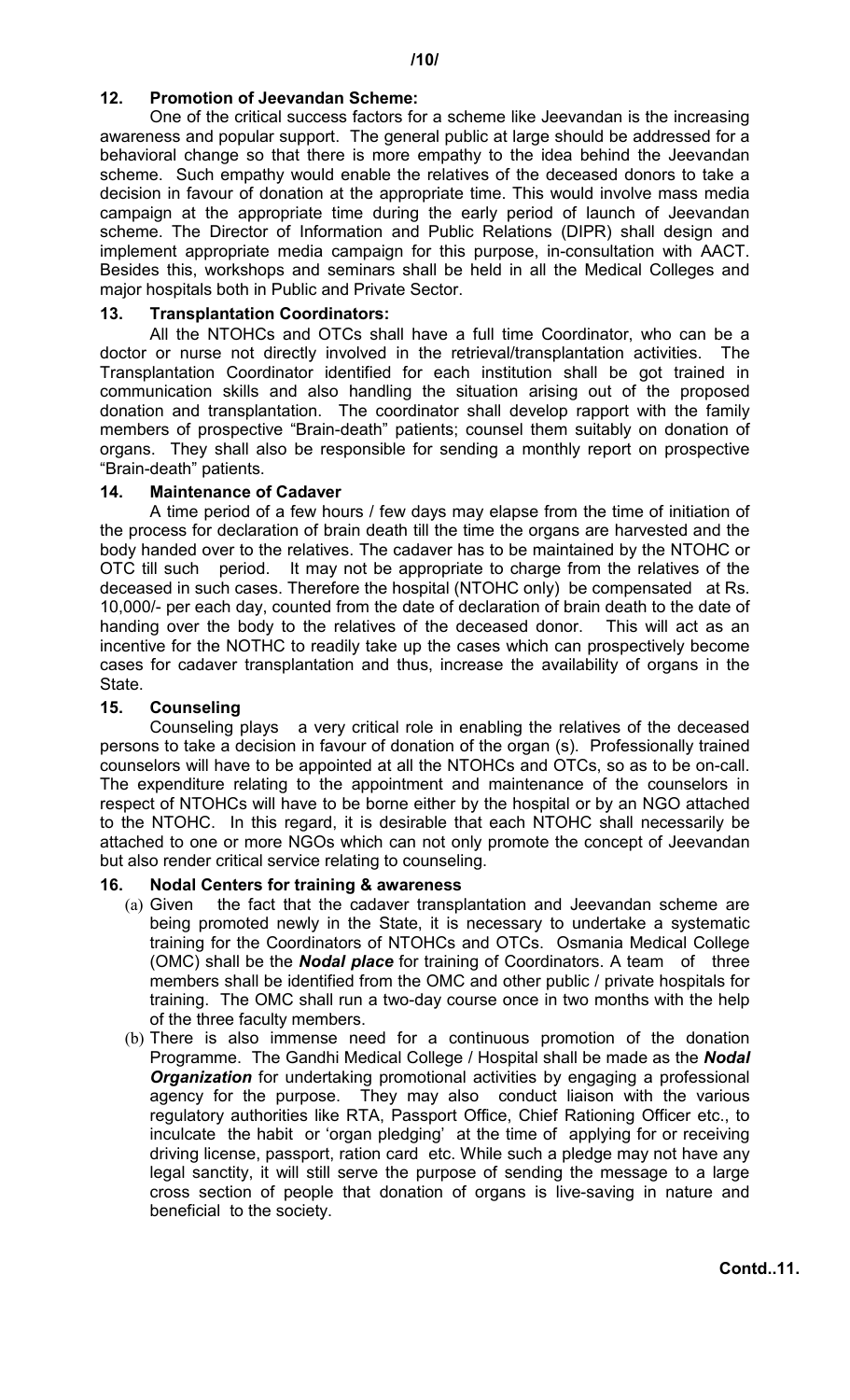## 12. Promotion of Jeevandan Scheme:

One of the critical success factors for a scheme like Jeevandan is the increasing awareness and popular support. The general public at large should be addressed for a behavioral change so that there is more empathy to the idea behind the Jeevandan scheme. Such empathy would enable the relatives of the deceased donors to take a decision in favour of donation at the appropriate time. This would involve mass media campaign at the appropriate time during the early period of launch of Jeevandan scheme. The Director of Information and Public Relations (DIPR) shall design and implement appropriate media campaign for this purpose, in-consultation with AACT. Besides this, workshops and seminars shall be held in all the Medical Colleges and major hospitals both in Public and Private Sector.

## 13. Transplantation Coordinators:

All the NTOHCs and OTCs shall have a full time Coordinator, who can be a doctor or nurse not directly involved in the retrieval/transplantation activities. The Transplantation Coordinator identified for each institution shall be got trained in communication skills and also handling the situation arising out of the proposed donation and transplantation. The coordinator shall develop rapport with the family members of prospective "Brain-death" patients; counsel them suitably on donation of organs. They shall also be responsible for sending a monthly report on prospective "Brain-death" patients.

## 14. Maintenance of Cadaver

A time period of a few hours / few days may elapse from the time of initiation of the process for declaration of brain death till the time the organs are harvested and the body handed over to the relatives. The cadaver has to be maintained by the NTOHC or OTC till such period. It may not be appropriate to charge from the relatives of the deceased in such cases. Therefore the hospital (NTOHC only) be compensated at Rs. 10,000/- per each day, counted from the date of declaration of brain death to the date of handing over the body to the relatives of the deceased donor. This will act as an incentive for the NOTHC to readily take up the cases which can prospectively become cases for cadaver transplantation and thus, increase the availability of organs in the State.

## 15. Counseling

Counseling plays a very critical role in enabling the relatives of the deceased persons to take a decision in favour of donation of the organ (s). Professionally trained counselors will have to be appointed at all the NTOHCs and OTCs, so as to be on-call. The expenditure relating to the appointment and maintenance of the counselors in respect of NTOHCs will have to be borne either by the hospital or by an NGO attached to the NTOHC. In this regard, it is desirable that each NTOHC shall necessarily be attached to one or more NGOs which can not only promote the concept of Jeevandan but also render critical service relating to counseling.

## 16. Nodal Centers for training & awareness

(a) Given the fact that the cadaver transplantation and Jeevandan scheme are being promoted newly in the State, it is necessary to undertake a systematic training for the Coordinators of NTOHCs and OTCs. Osmania Medical College (OMC) shall be the ***Nodal place*** for training of Coordinators. A team of three members shall be identified from the OMC and other public / private hospitals for training. The OMC shall run a two-day course once in two months with the help of the three faculty members.

(b) There is also immense need for a continuous promotion of the donation Programme. The Gandhi Medical College / Hospital shall be made as the ***Nodal Organization*** for undertaking promotional activities by engaging a professional agency for the purpose. They may also conduct liaison with the various regulatory authorities like RTA, Passport Office, Chief Rationing Officer etc., to inculcate the habit or 'organ pledging' at the time of applying for or receiving driving license, passport, ration card etc. While such a pledge may not have any legal sanctity, it will still serve the purpose of sending the message to a large cross section of people that donation of organs is live-saving in nature and beneficial to the society.

**Contd..11.**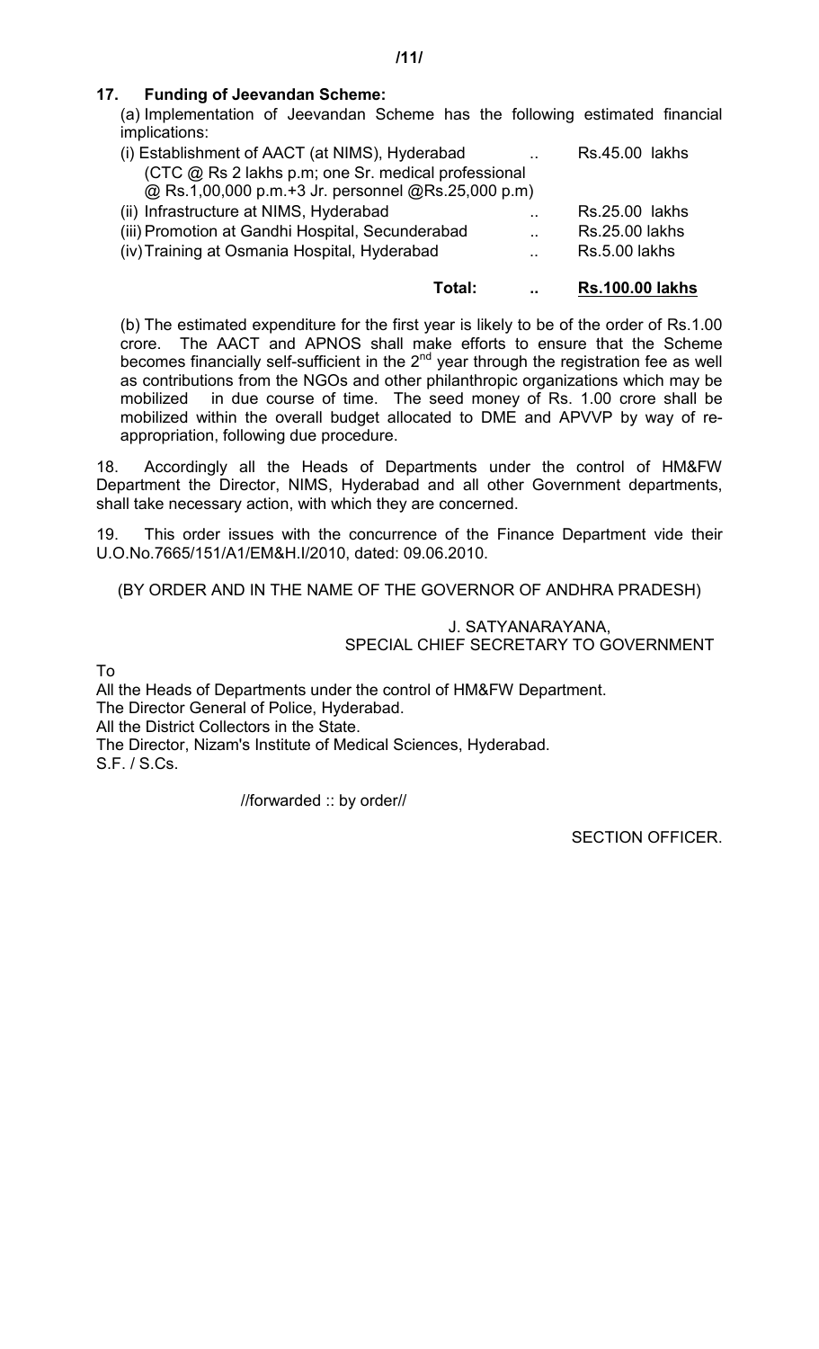**17. Funding of Jeevandan Scheme:**

(a) Implementation of Jeevandan Scheme has the following estimated financial implications:

| | | |
|---|---|---|
| (i) Establishment of AACT (at NIMS), Hyderabad (CTC @ Rs 2 lakhs p.m; one Sr. medical professional @ Rs.1,00,000 p.m.+3 Jr. personnel @Rs.25,000 p.m) | .. | Rs.45.00 lakhs |
| (ii) Infrastructure at NIMS, Hyderabad | .. | Rs.25.00 lakhs |
| (iii) Promotion at Gandhi Hospital, Secunderabad | .. | Rs.25.00 lakhs |
| (iv) Training at Osmania Hospital, Hyderabad | .. | Rs.5.00 lakhs |
| **Total:** | .. | **Rs.100.00 lakhs** |

(b) The estimated expenditure for the first year is likely to be of the order of Rs.1.00 crore. The AACT and APNOS shall make efforts to ensure that the Scheme becomes financially self-sufficient in the 2nd year through the registration fee as well as contributions from the NGOs and other philanthropic organizations which may be mobilized in due course of time. The seed money of Rs. 1.00 crore shall be mobilized within the overall budget allocated to DME and APVVP by way of re-appropriation, following due procedure.

18. Accordingly all the Heads of Departments under the control of HM&FW Department the Director, NIMS, Hyderabad and all other Government departments, shall take necessary action, with which they are concerned.

19. This order issues with the concurrence of the Finance Department vide their U.O.No.7665/151/A1/EM&H.I/2010, dated: 09.06.2010.

(BY ORDER AND IN THE NAME OF THE GOVERNOR OF ANDHRA PRADESH)

J. SATYANARAYANA,
SPECIAL CHIEF SECRETARY TO GOVERNMENT

To
All the Heads of Departments under the control of HM&FW Department.
The Director General of Police, Hyderabad.
All the District Collectors in the State.
The Director, Nizam's Institute of Medical Sciences, Hyderabad.
S.F. / S.Cs.

//forwarded :: by order//

SECTION OFFICER.